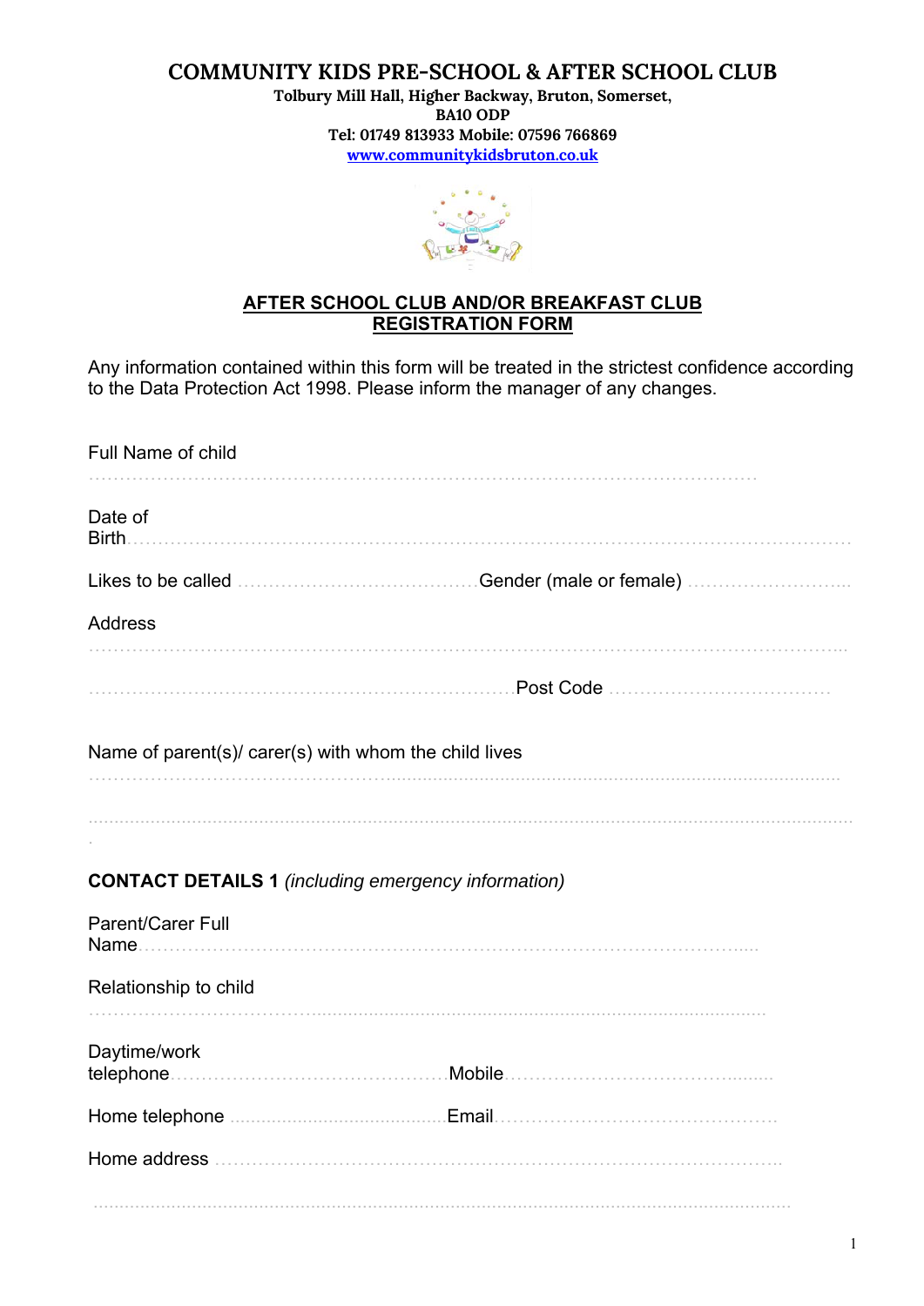# COMMUNITY KIDS PRE-SCHOOL & AFTER SCHOOL CLUB

**Tolbury Mill Hall, Higher Backway, Bruton, Somerset,**
**BA10 ODP**
**Tel: 01749 813933 Mobile: 07596 766869**
**www.communitykidsbruton.co.uk**

## AFTER SCHOOL CLUB AND/OR BREAKFAST CLUB REGISTRATION FORM

Any information contained within this form will be treated in the strictest confidence according to the Data Protection Act 1998. Please inform the manager of any changes.

Full Name of child

…………………………………………………………………………………………………

Date of Birth……………………………………………………………………………………………

Likes to be called ……………………………………Gender (male or female) ……………………….

Address

……………………………………………………………………………………………………….

…………………………………………………………………Post Code ………………………………

Name of parent(s)/ carer(s) with whom the child lives

……………………………………………………………………………………………………….

……………………………………………………………………………………………………….

**CONTACT DETAILS 1** *(including emergency information)*

Parent/Carer Full Name……………………………………………………………………………….

Relationship to child

…………………………………………………………………………………………………

Daytime/work telephone………………………………………Mobile……………………………………..

Home telephone ……………………………………Email……………………………………….

Home address ………………………………………………………………………………..

……………………………………………………………………………………………………….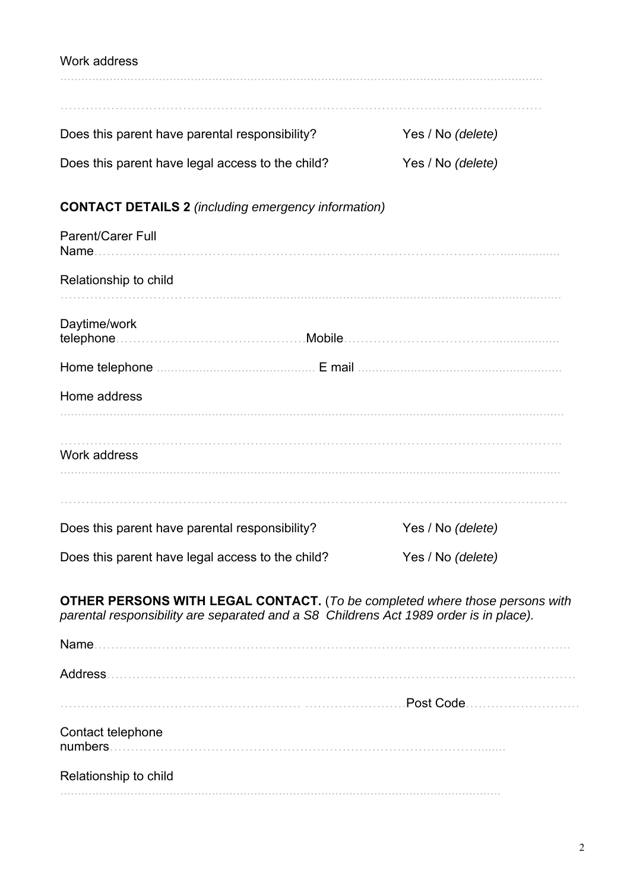Work address

..............................................................................................................................................

..............................................................................................................................................

Does this parent have parental responsibility? Yes / No *(delete)*

Does this parent have legal access to the child? Yes / No *(delete)*

**CONTACT DETAILS 2** *(including emergency information)*

Parent/Carer Full Name..............................................................................................................

Relationship to child ..............................................................................................................

Daytime/work telephone.......................................Mobile.......................................................

Home telephone ..........................................E mail ..........................................................

Home address

..............................................................................................................................................

..............................................................................................................................................

Work address

..............................................................................................................................................

..............................................................................................................................................

Does this parent have parental responsibility? Yes / No *(delete)*

Does this parent have legal access to the child? Yes / No *(delete)*

**OTHER PERSONS WITH LEGAL CONTACT.** (*To be completed where those persons with parental responsibility are separated and a S8 Childrens Act 1989 order is in place).*

Name.....................................................................................................................................

Address..................................................................................................................................

............................................................................................Post Code.............................

Contact telephone numbers...................................................................................................

Relationship to child

..............................................................................................................................................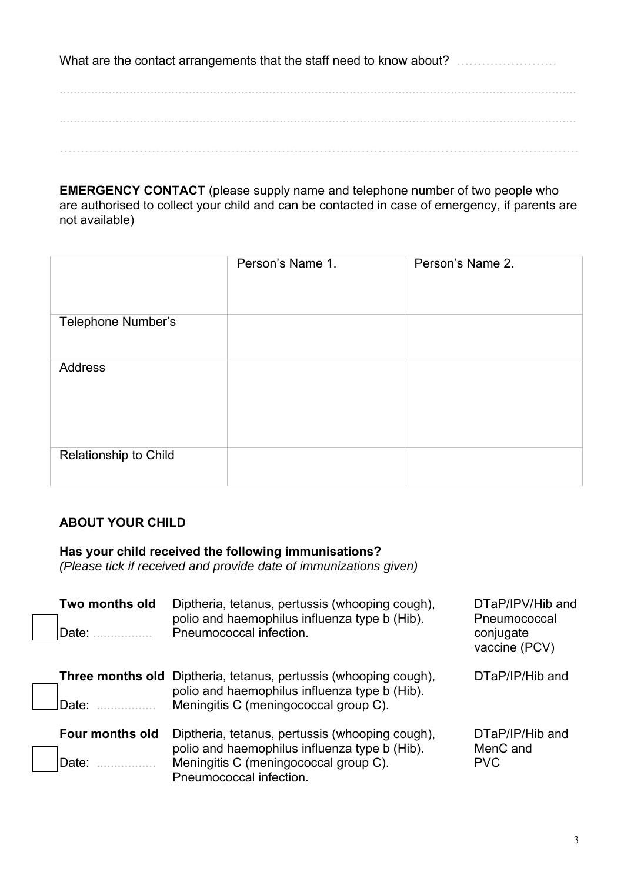What are the contact arrangements that the staff need to know about? ……………………

……………………………………………………………………………………………………………………

……………………………………………………………………………………………………………………

……………………………………………………………………………………………………………………

**EMERGENCY CONTACT** (please supply name and telephone number of two people who are authorised to collect your child and can be contacted in case of emergency, if parents are not available)

| | Person's Name 1. | Person's Name 2. |
|---|---|---|
| Telephone Number's | | |
| Address | | |
| Relationship to Child | | |

**ABOUT YOUR CHILD**

**Has your child received the following immunisations?**
*(Please tick if received and provide date of immunizations given)*

| | | | |
|---|---|---|---|
| ☐ | **Two months old** Date: ……………. | Diptheria, tetanus, pertussis (whooping cough), polio and haemophilus influenza type b (Hib). Pneumococcal infection. | DTaP/IPV/Hib and Pneumococcal conjugate vaccine (PCV) |
| ☐ | **Three months old** Date: ……………. | Diptheria, tetanus, pertussis (whooping cough), polio and haemophilus influenza type b (Hib). Meningitis C (meningococcal group C). | DTaP/IP/Hib and |
| ☐ | **Four months old** Date: ……………. | Diptheria, tetanus, pertussis (whooping cough), polio and haemophilus influenza type b (Hib). Meningitis C (meningococcal group C). Pneumococcal infection. | DTaP/IP/Hib and MenC and PVC |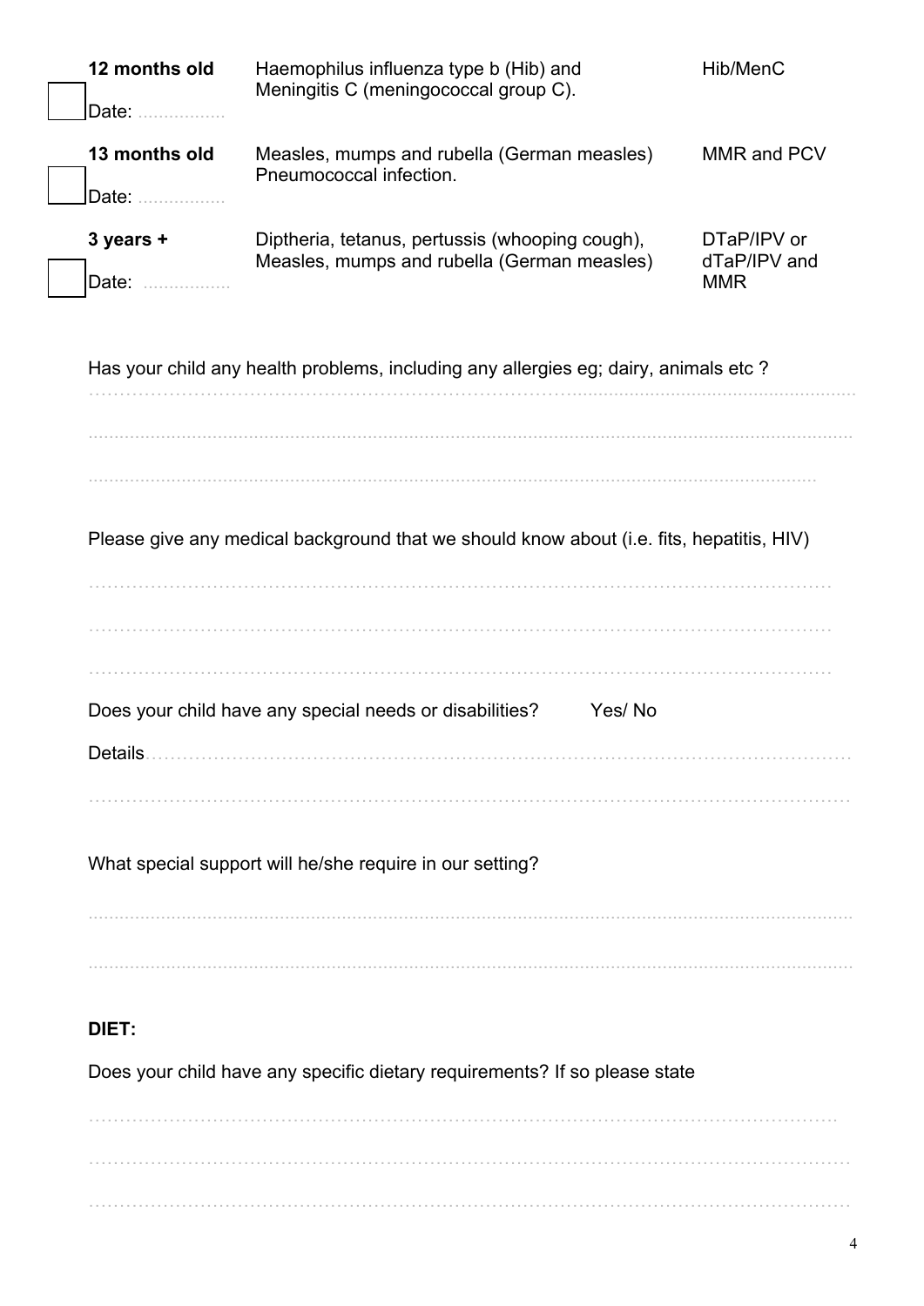| | | |
|---|---|---|
| ☐ **12 months old** Date: ................. | Haemophilus influenza type b (Hib) and Meningitis C (meningococcal group C). | Hib/MenC |
| ☐ **13 months old** Date: ................. | Measles, mumps and rubella (German measles) Pneumococcal infection. | MMR and PCV |
| ☐ **3 years +** Date: ................. | Diptheria, tetanus, pertussis (whooping cough), Measles, mumps and rubella (German measles) | DTaP/IPV or dTaP/IPV and MMR |

Has your child any health problems, including any allergies eg; dairy, animals etc ?

.......................................................................................................................................

.......................................................................................................................................

.......................................................................................................................................

Please give any medical background that we should know about (i.e. fits, hepatitis, HIV)

.......................................................................................................................................

.......................................................................................................................................

.......................................................................................................................................

Does your child have any special needs or disabilities? Yes/ No

Details.................................................................................................................................

.......................................................................................................................................

What special support will he/she require in our setting?

.......................................................................................................................................

.......................................................................................................................................

**DIET:**

Does your child have any specific dietary requirements? If so please state

.......................................................................................................................................

.......................................................................................................................................

.......................................................................................................................................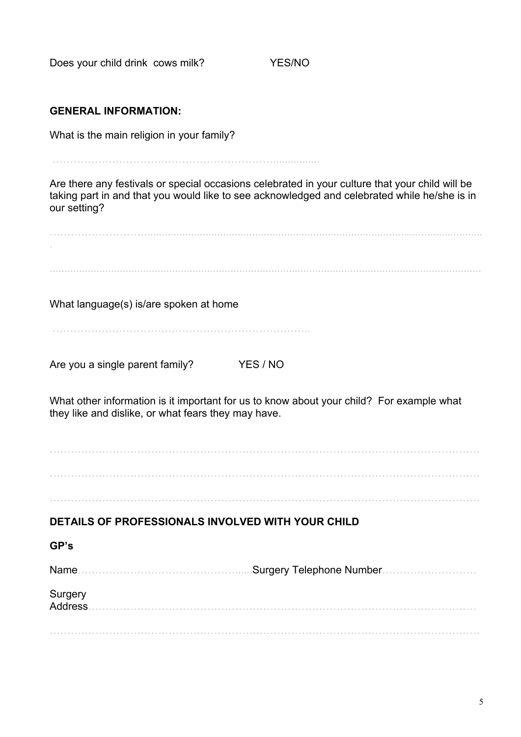Does your child drink cows milk? YES/NO

**GENERAL INFORMATION:**

What is the main religion in your family?

……………………………………………………………….................

Are there any festivals or special occasions celebrated in your culture that your child will be taking part in and that you would like to see acknowledged and celebrated while he/she is in our setting?

……………………………………………………………………………………………………………………………

……………………………………………………………………………………………………………………………

What language(s) is/are spoken at home

…………………………………………………………………..

Are you a single parent family? YES / NO

What other information is it important for us to know about your child? For example what they like and dislike, or what fears they may have.

……………………………………………………………………………………………………………………………

……………………………………………………………………………………………………………………………

……………………………………………………………………………………………………………………………

**DETAILS OF PROFESSIONALS INVOLVED WITH YOUR CHILD**

**GP's**

Name……………………………………………......Surgery Telephone Number………………………

Surgery Address……………………………………………………………………………………………………

……………………………………………………………………………………………………………………………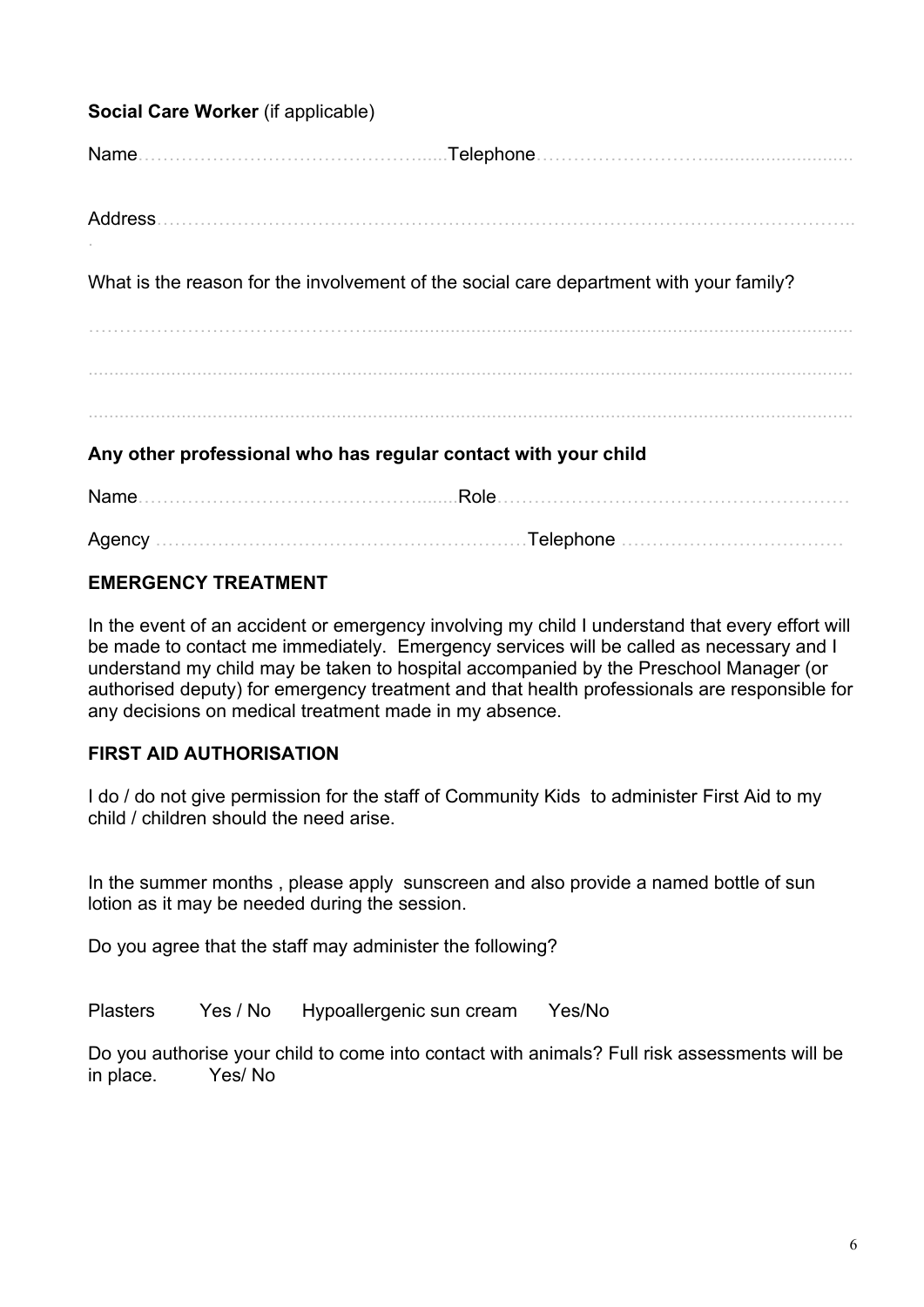**Social Care Worker** (if applicable)

Name…………………………………………......Telephone……………………………………………………

Address………………………………………………………………………………………………………..

What is the reason for the involvement of the social care department with your family?

……………………………………………………………………………………………………………………

……………………………………………………………………………………………………………………

……………………………………………………………………………………………………………………

**Any other professional who has regular contact with your child**

Name…………………………………………......Role…………………………………………………

Agency ……………………………………………………Telephone ………………………………

**EMERGENCY TREATMENT**

In the event of an accident or emergency involving my child I understand that every effort will be made to contact me immediately. Emergency services will be called as necessary and I understand my child may be taken to hospital accompanied by the Preschool Manager (or authorised deputy) for emergency treatment and that health professionals are responsible for any decisions on medical treatment made in my absence.

**FIRST AID AUTHORISATION**

I do / do not give permission for the staff of Community Kids to administer First Aid to my child / children should the need arise.

In the summer months , please apply sunscreen and also provide a named bottle of sun lotion as it may be needed during the session.

Do you agree that the staff may administer the following?

Plasters Yes / No Hypoallergenic sun cream Yes/No

Do you authorise your child to come into contact with animals? Full risk assessments will be in place. Yes/ No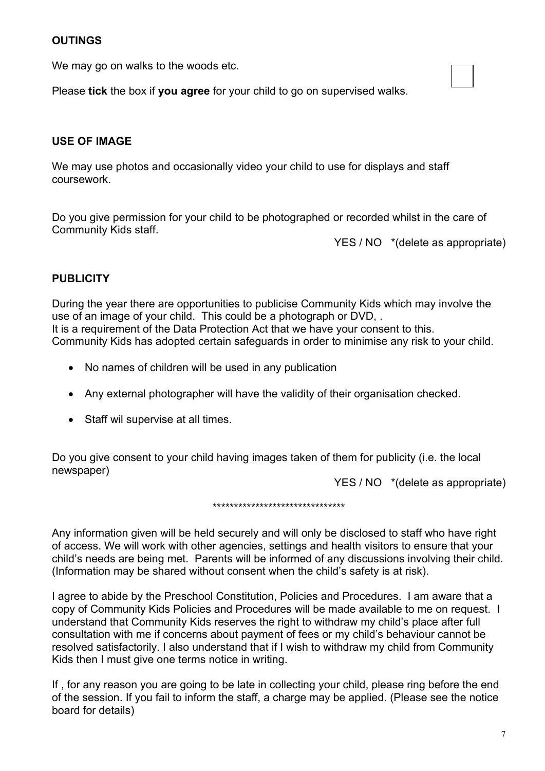**OUTINGS**

We may go on walks to the woods etc.

Please **tick** the box if **you agree** for your child to go on supervised walks. ☐

**USE OF IMAGE**

We may use photos and occasionally video your child to use for displays and staff coursework.

Do you give permission for your child to be photographed or recorded whilst in the care of Community Kids staff.

YES / NO *(delete as appropriate)

**PUBLICITY**

During the year there are opportunities to publicise Community Kids which may involve the use of an image of your child. This could be a photograph or DVD, .
It is a requirement of the Data Protection Act that we have your consent to this.
Community Kids has adopted certain safeguards in order to minimise any risk to your child.

- No names of children will be used in any publication
- Any external photographer will have the validity of their organisation checked.
- Staff wil supervise at all times.

Do you give consent to your child having images taken of them for publicity (i.e. the local newspaper)

YES / NO *(delete as appropriate)

********************************

Any information given will be held securely and will only be disclosed to staff who have right of access. We will work with other agencies, settings and health visitors to ensure that your child's needs are being met. Parents will be informed of any discussions involving their child. (Information may be shared without consent when the child's safety is at risk).

I agree to abide by the Preschool Constitution, Policies and Procedures. I am aware that a copy of Community Kids Policies and Procedures will be made available to me on request. I understand that Community Kids reserves the right to withdraw my child's place after full consultation with me if concerns about payment of fees or my child's behaviour cannot be resolved satisfactorily. I also understand that if I wish to withdraw my child from Community Kids then I must give one terms notice in writing.

If , for any reason you are going to be late in collecting your child, please ring before the end of the session. If you fail to inform the staff, a charge may be applied. (Please see the notice board for details)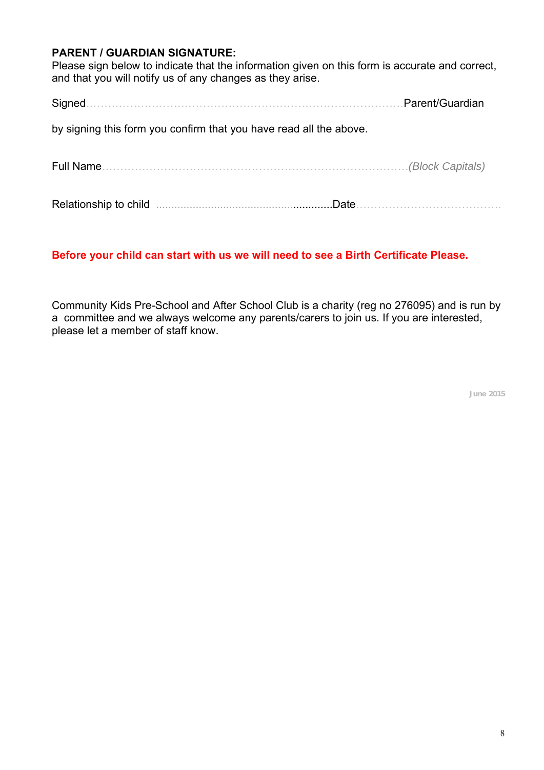**PARENT / GUARDIAN SIGNATURE:**
Please sign below to indicate that the information given on this form is accurate and correct, and that you will notify us of any changes as they arise.

Signed.................................................................................Parent/Guardian

by signing this form you confirm that you have read all the above.

Full Name.................................................................................*(Block Capitals)*

Relationship to child .......................................................Date........................................

**Before your child can start with us we will need to see a Birth Certificate Please.**

Community Kids Pre-School and After School Club is a charity (reg no 276095) and is run by a committee and we always welcome any parents/carers to join us. If you are interested, please let a member of staff know.

June 2015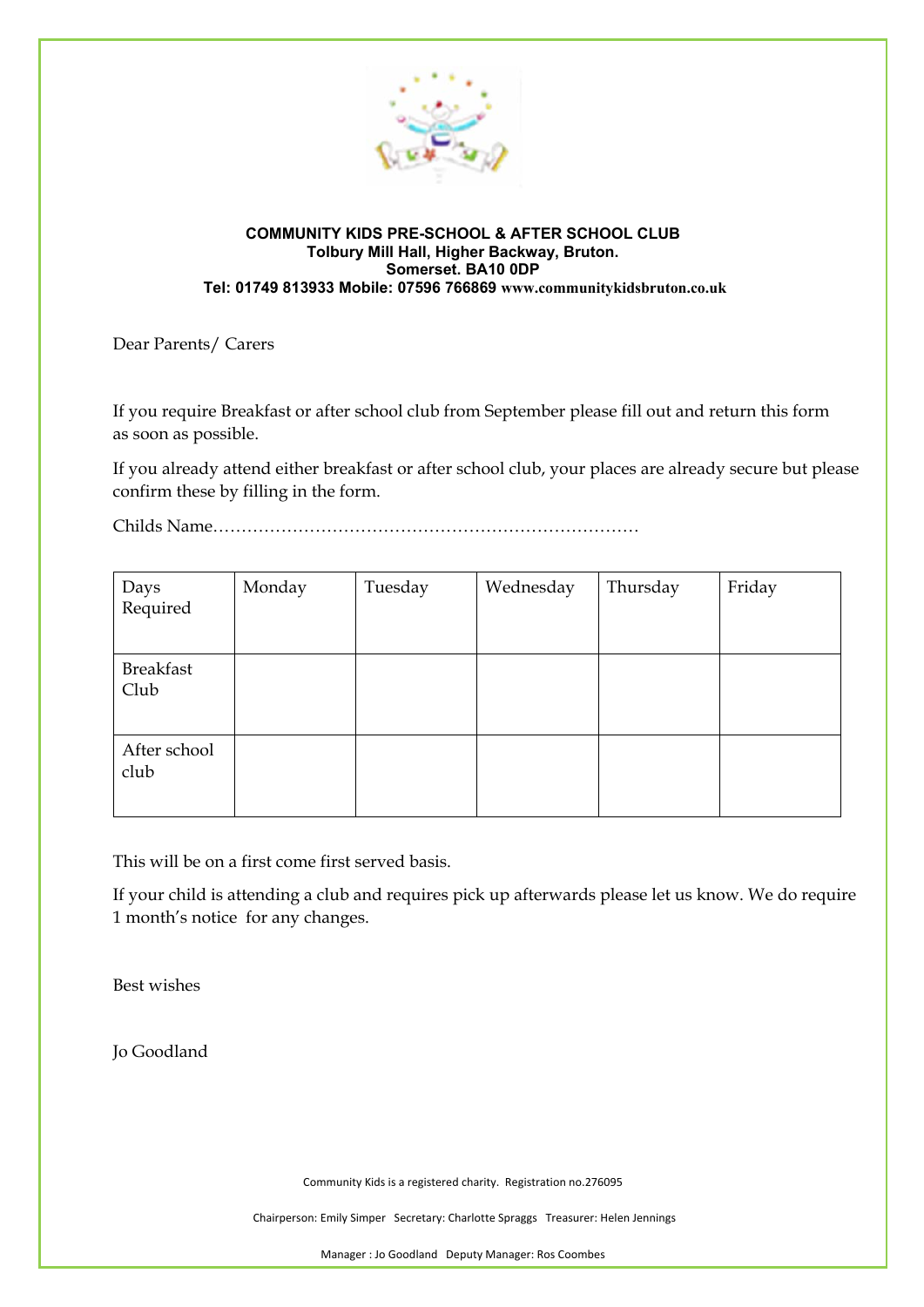**COMMUNITY KIDS PRE-SCHOOL & AFTER SCHOOL CLUB**
**Tolbury Mill Hall, Higher Backway, Bruton.**
**Somerset. BA10 0DP**
**Tel: 01749 813933 Mobile: 07596 766869 www.communitykidsbruton.co.uk**

Dear Parents/ Carers

If you require Breakfast or after school club from September please fill out and return this form as soon as possible.

If you already attend either breakfast or after school club, your places are already secure but please confirm these by filling in the form.

Childs Name…………………………………………………………………

| Days Required | Monday | Tuesday | Wednesday | Thursday | Friday |
|---|---|---|---|---|---|
| Breakfast Club | | | | | |
| After school club | | | | | |

This will be on a first come first served basis.

If your child is attending a club and requires pick up afterwards please let us know. We do require 1 month's notice for any changes.

Best wishes

Jo Goodland

Community Kids is a registered charity. Registration no.276095

Chairperson: Emily Simper Secretary: Charlotte Spraggs Treasurer: Helen Jennings

Manager : Jo Goodland Deputy Manager: Ros Coombes